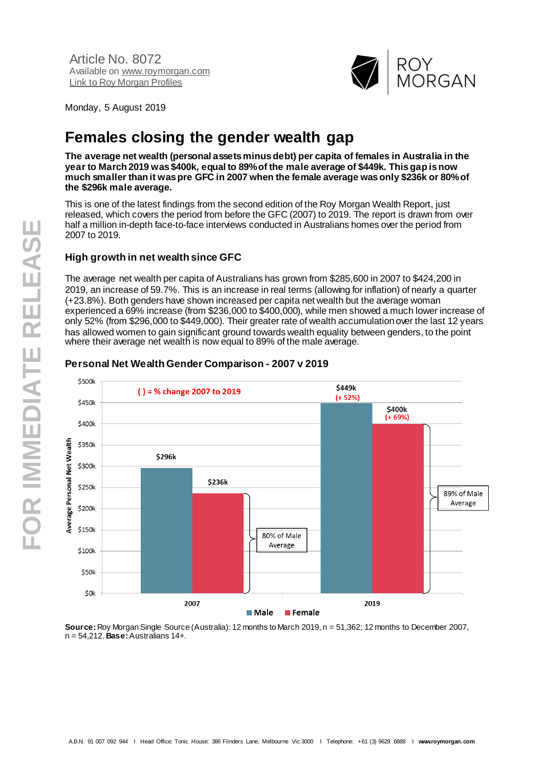Article No. 8072
Available on [www.roymorgan.com](http://www.roymorgan.com)
[Link to Roy Morgan Profiles]()

Monday, 5 August 2019

# Females closing the gender wealth gap

**The average net wealth (personal assets minus debt) per capita of females in Australia in the year to March 2019 was $400k, equal to 89% of the male average of $449k. This gap is now much smaller than it was pre GFC in 2007 when the female average was only $236k or 80% of the $296k male average.**

This is one of the latest findings from the second edition of the Roy Morgan Wealth Report, just released, which covers the period from before the GFC (2007) to 2019. The report is drawn from over half a million in-depth face-to-face interviews conducted in Australians homes over the period from 2007 to 2019.

### High growth in net wealth since GFC

The average net wealth per capita of Australians has grown from $285,600 in 2007 to $424,200 in 2019, an increase of 59.7%. This is an increase in real terms (allowing for inflation) of nearly a quarter (+23.8%). Both genders have shown increased per capita net wealth but the average woman experienced a 69% increase (from $236,000 to $400,000), while men showed a much lower increase of only 52% (from $296,000 to $449,000). Their greater rate of wealth accumulation over the last 12 years has allowed women to gain significant ground towards wealth equality between genders, to the point where their average net wealth is now equal to 89% of the male average.

### Personal Net Wealth Gender Comparison - 2007 v 2019

( ) = % change 2007 to 2019

| Average Personal Net Wealth | 2007 | 2019 |
|---|---|---|
| Male | $296k | $449k (+ 52%) |
| Female | $236k | $400k (+ 69%) |
| Female as % of Male Average | 80% of Male Average | 89% of Male Average |

**Source:** Roy Morgan Single Source (Australia): 12 months to March 2019, n = 51,362; 12 months to December 2007, n = 54,212. **Base:** Australians 14+.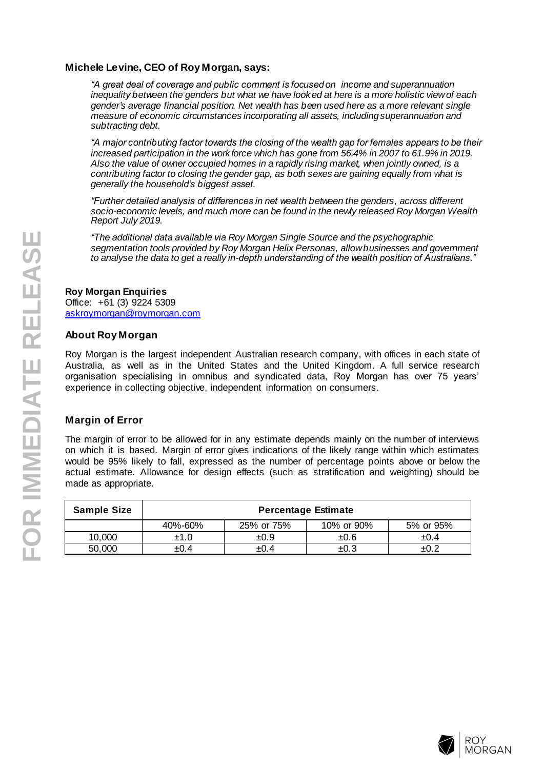**Michele Levine, CEO of Roy Morgan, says:**

*"A great deal of coverage and public comment is focused on income and superannuation inequality between the genders but what we have looked at here is a more holistic view of each gender's average financial position. Net wealth has been used here as a more relevant single measure of economic circumstances incorporating all assets, including superannuation and subtracting debt.*

*"A major contributing factor towards the closing of the wealth gap for females appears to be their increased participation in the workforce which has gone from 56.4% in 2007 to 61.9% in 2019. Also the value of owner occupied homes in a rapidly rising market, when jointly owned, is a contributing factor to closing the gender gap, as both sexes are gaining equally from what is generally the household's biggest asset.*

*"Further detailed analysis of differences in net wealth between the genders, across different socio-economic levels, and much more can be found in the newly released Roy Morgan Wealth Report July 2019.*

*"The additional data available via Roy Morgan Single Source and the psychographic segmentation tools provided by Roy Morgan Helix Personas, allow businesses and government to analyse the data to get a really in-depth understanding of the wealth position of Australians."*

**Roy Morgan Enquiries**
Office: +61 (3) 9224 5309
askroymorgan@roymorgan.com

## About Roy Morgan

Roy Morgan is the largest independent Australian research company, with offices in each state of Australia, as well as in the United States and the United Kingdom. A full service research organisation specialising in omnibus and syndicated data, Roy Morgan has over 75 years' experience in collecting objective, independent information on consumers.

## Margin of Error

The margin of error to be allowed for in any estimate depends mainly on the number of interviews on which it is based. Margin of error gives indications of the likely range within which estimates would be 95% likely to fall, expressed as the number of percentage points above or below the actual estimate. Allowance for design effects (such as stratification and weighting) should be made as appropriate.

| Sample Size | Percentage Estimate | | | |
|---|---|---|---|---|
| | 40%-60% | 25% or 75% | 10% or 90% | 5% or 95% |
| 10,000 | ±1.0 | ±0.9 | ±0.6 | ±0.4 |
| 50,000 | ±0.4 | ±0.4 | ±0.3 | ±0.2 |